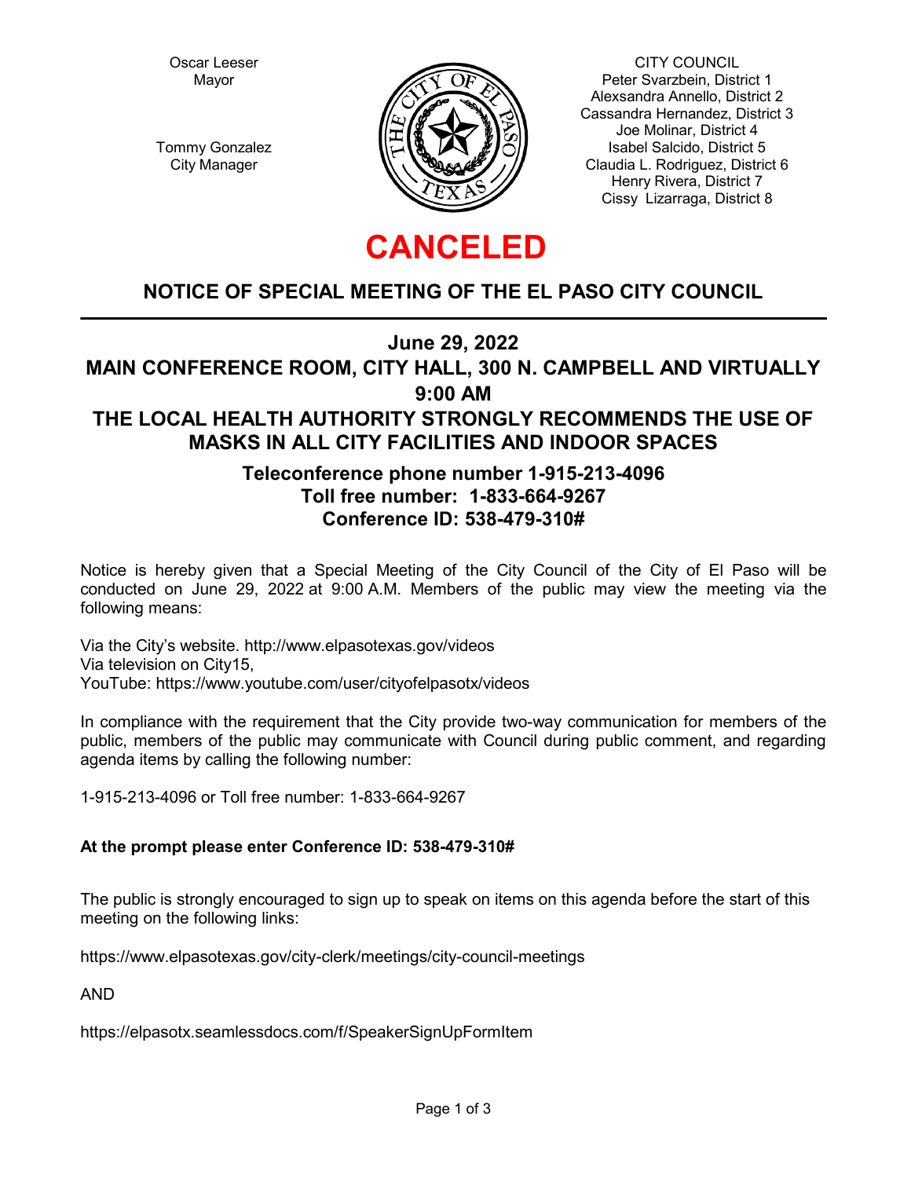Oscar Leeser
Mayor

Tommy Gonzalez
City Manager

CITY COUNCIL
Peter Svarzbein, District 1
Alexsandra Annello, District 2
Cassandra Hernandez, District 3
Joe Molinar, District 4
Isabel Salcido, District 5
Claudia L. Rodriguez, District 6
Henry Rivera, District 7
Cissy Lizarraga, District 8

# CANCELED

## NOTICE OF SPECIAL MEETING OF THE EL PASO CITY COUNCIL

### June 29, 2022
### MAIN CONFERENCE ROOM, CITY HALL, 300 N. CAMPBELL AND VIRTUALLY
### 9:00 AM
### THE LOCAL HEALTH AUTHORITY STRONGLY RECOMMENDS THE USE OF MASKS IN ALL CITY FACILITIES AND INDOOR SPACES

**Teleconference phone number 1-915-213-4096**
**Toll free number: 1-833-664-9267**
**Conference ID: 538-479-310#**

Notice is hereby given that a Special Meeting of the City Council of the City of El Paso will be conducted on June 29, 2022 at 9:00 A.M. Members of the public may view the meeting via the following means:

Via the City's website. http://www.elpasotexas.gov/videos
Via television on City15,
YouTube: https://www.youtube.com/user/cityofelpasotx/videos

In compliance with the requirement that the City provide two-way communication for members of the public, members of the public may communicate with Council during public comment, and regarding agenda items by calling the following number:

1-915-213-4096 or Toll free number: 1-833-664-9267

**At the prompt please enter Conference ID: 538-479-310#**

The public is strongly encouraged to sign up to speak on items on this agenda before the start of this meeting on the following links:

https://www.elpasotexas.gov/city-clerk/meetings/city-council-meetings

AND

https://elpasotx.seamlessdocs.com/f/SpeakerSignUpFormItem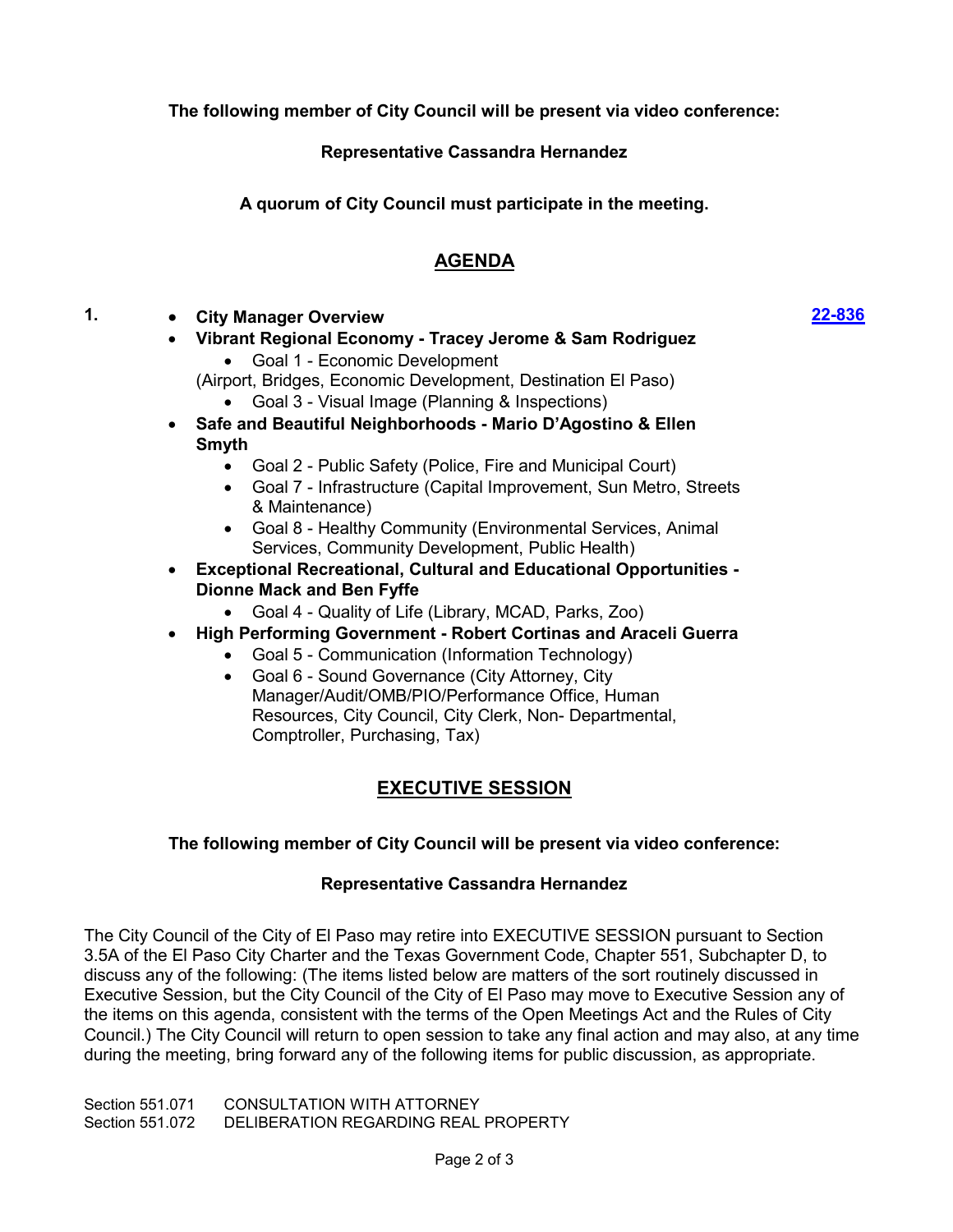**The following member of City Council will be present via video conference:**

**Representative Cassandra Hernandez**

**A quorum of City Council must participate in the meeting.**

## AGENDA

**1.** [22-836](22-836)

- **City Manager Overview**
- **Vibrant Regional Economy - Tracey Jerome & Sam Rodriguez**
    - Goal 1 - Economic Development

  (Airport, Bridges, Economic Development, Destination El Paso)
    - Goal 3 - Visual Image (Planning & Inspections)
- **Safe and Beautiful Neighborhoods - Mario D'Agostino & Ellen Smyth**
    - Goal 2 - Public Safety (Police, Fire and Municipal Court)
    - Goal 7 - Infrastructure (Capital Improvement, Sun Metro, Streets & Maintenance)
    - Goal 8 - Healthy Community (Environmental Services, Animal Services, Community Development, Public Health)
- **Exceptional Recreational, Cultural and Educational Opportunities - Dionne Mack and Ben Fyffe**
    - Goal 4 - Quality of Life (Library, MCAD, Parks, Zoo)
- **High Performing Government - Robert Cortinas and Araceli Guerra**
    - Goal 5 - Communication (Information Technology)
    - Goal 6 - Sound Governance (City Attorney, City Manager/Audit/OMB/PIO/Performance Office, Human Resources, City Council, City Clerk, Non- Departmental, Comptroller, Purchasing, Tax)

## EXECUTIVE SESSION

**The following member of City Council will be present via video conference:**

**Representative Cassandra Hernandez**

The City Council of the City of El Paso may retire into EXECUTIVE SESSION pursuant to Section 3.5A of the El Paso City Charter and the Texas Government Code, Chapter 551, Subchapter D, to discuss any of the following: (The items listed below are matters of the sort routinely discussed in Executive Session, but the City Council of the City of El Paso may move to Executive Session any of the items on this agenda, consistent with the terms of the Open Meetings Act and the Rules of City Council.) The City Council will return to open session to take any final action and may also, at any time during the meeting, bring forward any of the following items for public discussion, as appropriate.

Section 551.071 CONSULTATION WITH ATTORNEY
Section 551.072 DELIBERATION REGARDING REAL PROPERTY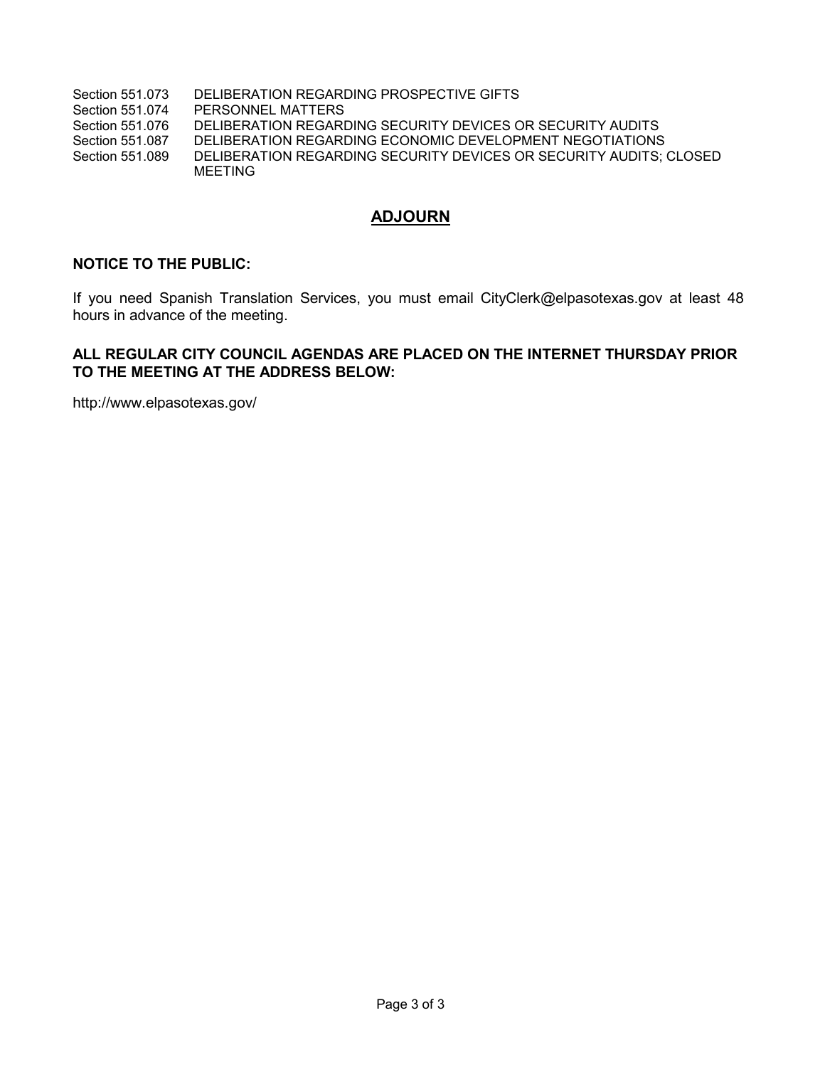| | |
|---|---|
| Section 551.073 | DELIBERATION REGARDING PROSPECTIVE GIFTS |
| Section 551.074 | PERSONNEL MATTERS |
| Section 551.076 | DELIBERATION REGARDING SECURITY DEVICES OR SECURITY AUDITS |
| Section 551.087 | DELIBERATION REGARDING ECONOMIC DEVELOPMENT NEGOTIATIONS |
| Section 551.089 | DELIBERATION REGARDING SECURITY DEVICES OR SECURITY AUDITS; CLOSED MEETING |

## ADJOURN

**NOTICE TO THE PUBLIC:**

If you need Spanish Translation Services, you must email CityClerk@elpasotexas.gov at least 48 hours in advance of the meeting.

**ALL REGULAR CITY COUNCIL AGENDAS ARE PLACED ON THE INTERNET THURSDAY PRIOR TO THE MEETING AT THE ADDRESS BELOW:**

http://www.elpasotexas.gov/